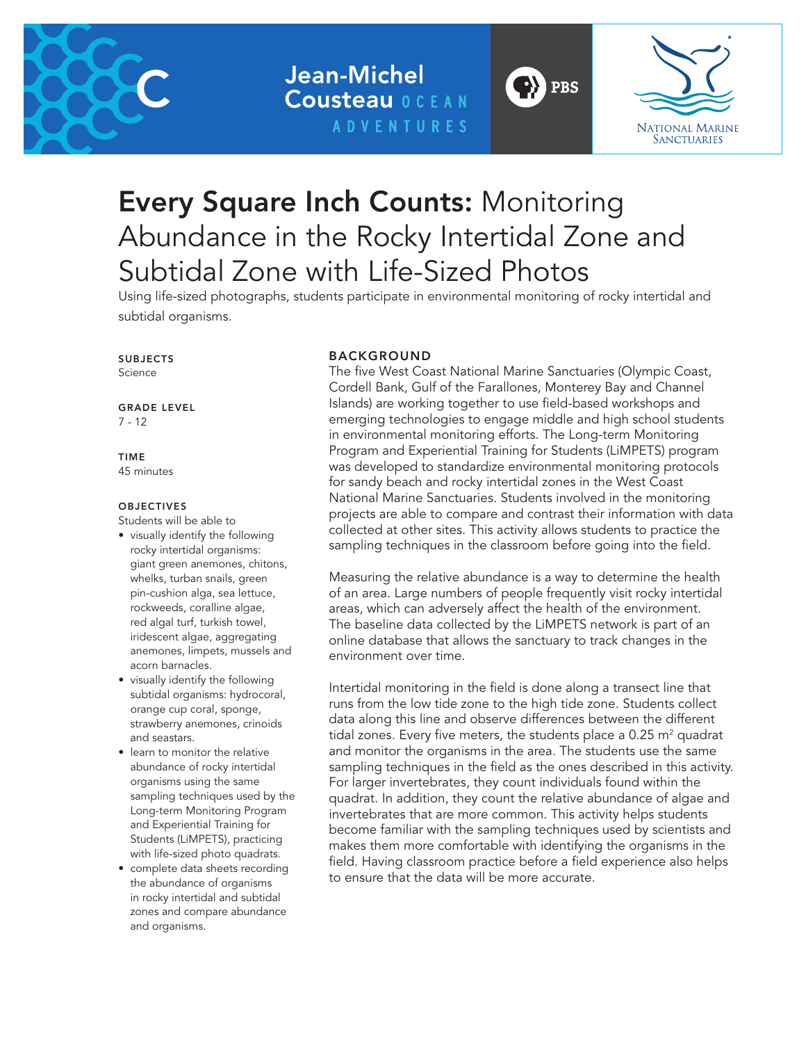Jean-Michel Cousteau OCEAN ADVENTURES

PBS

NATIONAL MARINE SANCTUARIES

# **Every Square Inch Counts:** Monitoring Abundance in the Rocky Intertidal Zone and Subtidal Zone with Life-Sized Photos

Using life-sized photographs, students participate in environmental monitoring of rocky intertidal and subtidal organisms.

**SUBJECTS**
Science

**GRADE LEVEL**
7 - 12

**TIME**
45 minutes

**OBJECTIVES**

Students will be able to

- visually identify the following rocky intertidal organisms: giant green anemones, chitons, whelks, turban snails, green pin-cushion alga, sea lettuce, rockweeds, coralline algae, red algal turf, turkish towel, iridescent algae, aggregating anemones, limpets, mussels and acorn barnacles.
- visually identify the following subtidal organisms: hydrocoral, orange cup coral, sponge, strawberry anemones, crinoids and seastars.
- learn to monitor the relative abundance of rocky intertidal organisms using the same sampling techniques used by the Long-term Monitoring Program and Experiential Training for Students (LiMPETS), practicing with life-sized photo quadrats.
- complete data sheets recording the abundance of organisms in rocky intertidal and subtidal zones and compare abundance and organisms.

## BACKGROUND

The five West Coast National Marine Sanctuaries (Olympic Coast, Cordell Bank, Gulf of the Farallones, Monterey Bay and Channel Islands) are working together to use field-based workshops and emerging technologies to engage middle and high school students in environmental monitoring efforts. The Long-term Monitoring Program and Experiential Training for Students (LiMPETS) program was developed to standardize environmental monitoring protocols for sandy beach and rocky intertidal zones in the West Coast National Marine Sanctuaries. Students involved in the monitoring projects are able to compare and contrast their information with data collected at other sites. This activity allows students to practice the sampling techniques in the classroom before going into the field.

Measuring the relative abundance is a way to determine the health of an area. Large numbers of people frequently visit rocky intertidal areas, which can adversely affect the health of the environment. The baseline data collected by the LiMPETS network is part of an online database that allows the sanctuary to track changes in the environment over time.

Intertidal monitoring in the field is done along a transect line that runs from the low tide zone to the high tide zone. Students collect data along this line and observe differences between the different tidal zones. Every five meters, the students place a 0.25 $m^2$ quadrat and monitor the organisms in the area. The students use the same sampling techniques in the field as the ones described in this activity. For larger invertebrates, they count individuals found within the quadrat. In addition, they count the relative abundance of algae and invertebrates that are more common. This activity helps students become familiar with the sampling techniques used by scientists and makes them more comfortable with identifying the organisms in the field. Having classroom practice before a field experience also helps to ensure that the data will be more accurate.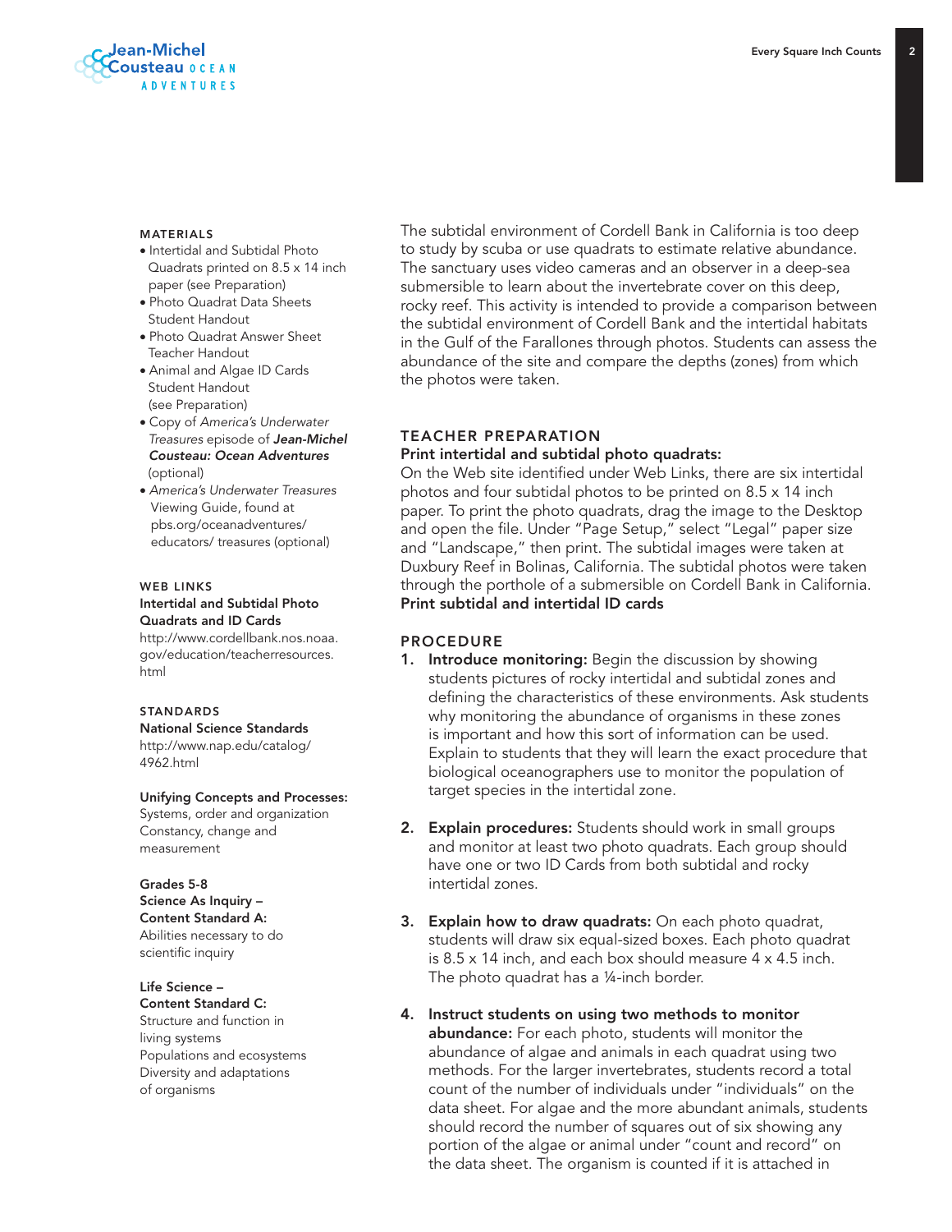### MATERIALS

- Intertidal and Subtidal Photo Quadrats printed on 8.5 x 14 inch paper (see Preparation)
- Photo Quadrat Data Sheets Student Handout
- Photo Quadrat Answer Sheet Teacher Handout
- Animal and Algae ID Cards Student Handout (see Preparation)
- Copy of *America's Underwater Treasures* episode of ***Jean-Michel Cousteau: Ocean Adventures*** (optional)
- *America's Underwater Treasures* Viewing Guide, found at pbs.org/oceanadventures/educators/ treasures (optional)

### WEB LINKS

**Intertidal and Subtidal Photo Quadrats and ID Cards**
http://www.cordellbank.nos.noaa.gov/education/teacherresources.html

### STANDARDS

**National Science Standards**
http://www.nap.edu/catalog/4962.html

**Unifying Concepts and Processes:**
Systems, order and organization
Constancy, change and measurement

**Grades 5-8**
**Science As Inquiry – Content Standard A:**
Abilities necessary to do scientific inquiry

**Life Science – Content Standard C:**
Structure and function in living systems
Populations and ecosystems
Diversity and adaptations of organisms

The subtidal environment of Cordell Bank in California is too deep to study by scuba or use quadrats to estimate relative abundance. The sanctuary uses video cameras and an observer in a deep-sea submersible to learn about the invertebrate cover on this deep, rocky reef. This activity is intended to provide a comparison between the subtidal environment of Cordell Bank and the intertidal habitats in the Gulf of the Farallones through photos. Students can assess the abundance of the site and compare the depths (zones) from which the photos were taken.

## TEACHER PREPARATION

**Print intertidal and subtidal photo quadrats:**
On the Web site identified under Web Links, there are six intertidal photos and four subtidal photos to be printed on 8.5 x 14 inch paper. To print the photo quadrats, drag the image to the Desktop and open the file. Under "Page Setup," select "Legal" paper size and "Landscape," then print. The subtidal images were taken at Duxbury Reef in Bolinas, California. The subtidal photos were taken through the porthole of a submersible on Cordell Bank in California.
**Print subtidal and intertidal ID cards**

## PROCEDURE

1. **Introduce monitoring:** Begin the discussion by showing students pictures of rocky intertidal and subtidal zones and defining the characteristics of these environments. Ask students why monitoring the abundance of organisms in these zones is important and how this sort of information can be used. Explain to students that they will learn the exact procedure that biological oceanographers use to monitor the population of target species in the intertidal zone.

2. **Explain procedures:** Students should work in small groups and monitor at least two photo quadrats. Each group should have one or two ID Cards from both subtidal and rocky intertidal zones.

3. **Explain how to draw quadrats:** On each photo quadrat, students will draw six equal-sized boxes. Each photo quadrat is 8.5 x 14 inch, and each box should measure 4 x 4.5 inch. The photo quadrat has a ¼-inch border.

4. **Instruct students on using two methods to monitor abundance:** For each photo, students will monitor the abundance of algae and animals in each quadrat using two methods. For the larger invertebrates, students record a total count of the number of individuals under "individuals" on the data sheet. For algae and the more abundant animals, students should record the number of squares out of six showing any portion of the algae or animal under "count and record" on the data sheet. The organism is counted if it is attached in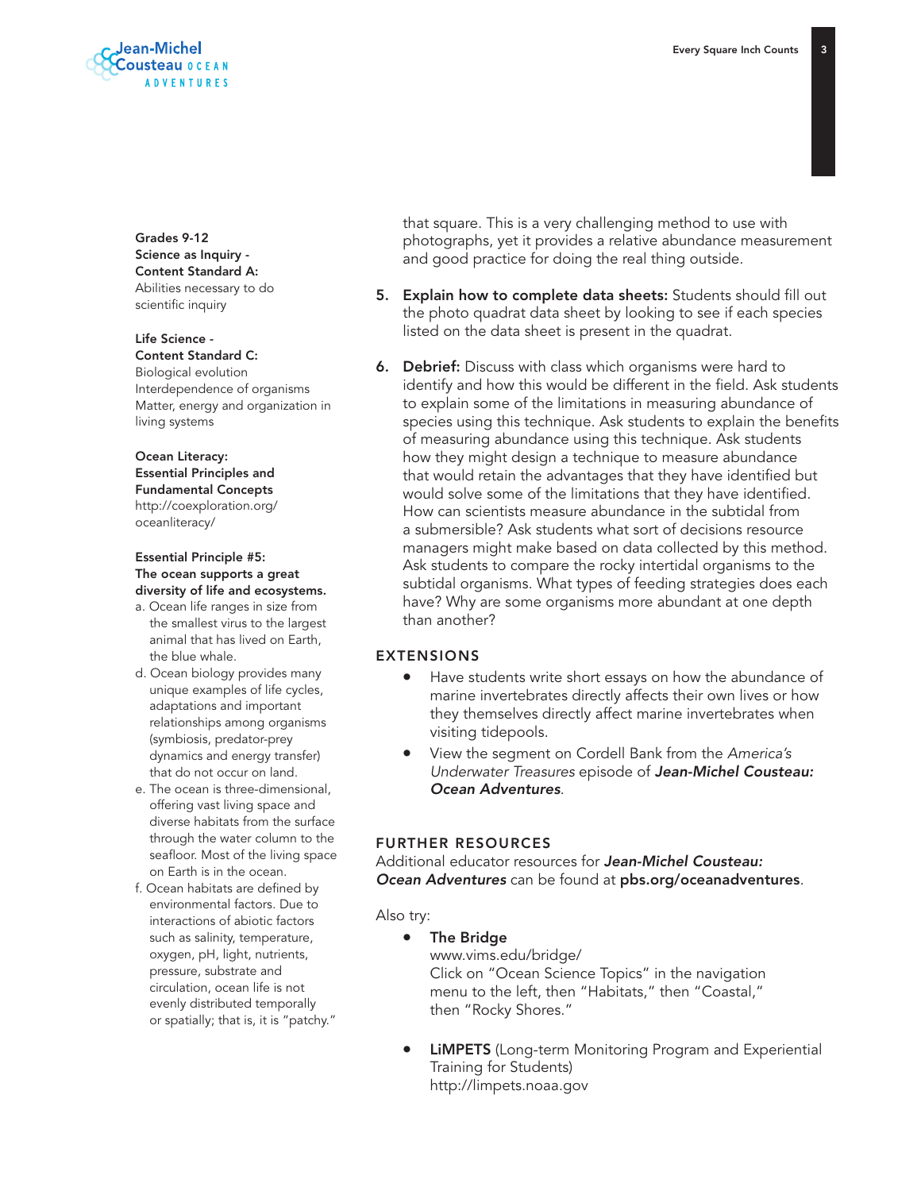**Grades 9-12**
**Science as Inquiry - Content Standard A:**
Abilities necessary to do scientific inquiry

**Life Science - Content Standard C:**
Biological evolution
Interdependence of organisms
Matter, energy and organization in living systems

**Ocean Literacy: Essential Principles and Fundamental Concepts**
http://coexploration.org/oceanliteracy/

**Essential Principle #5: The ocean supports a great diversity of life and ecosystems.**

a. Ocean life ranges in size from the smallest virus to the largest animal that has lived on Earth, the blue whale.

d. Ocean biology provides many unique examples of life cycles, adaptations and important relationships among organisms (symbiosis, predator-prey dynamics and energy transfer) that do not occur on land.

e. The ocean is three-dimensional, offering vast living space and diverse habitats from the surface through the water column to the seafloor. Most of the living space on Earth is in the ocean.

f. Ocean habitats are defined by environmental factors. Due to interactions of abiotic factors such as salinity, temperature, oxygen, pH, light, nutrients, pressure, substrate and circulation, ocean life is not evenly distributed temporally or spatially; that is, it is "patchy."

that square. This is a very challenging method to use with photographs, yet it provides a relative abundance measurement and good practice for doing the real thing outside.

5. **Explain how to complete data sheets:** Students should fill out the photo quadrat data sheet by looking to see if each species listed on the data sheet is present in the quadrat.

6. **Debrief:** Discuss with class which organisms were hard to identify and how this would be different in the field. Ask students to explain some of the limitations in measuring abundance of species using this technique. Ask students to explain the benefits of measuring abundance using this technique. Ask students how they might design a technique to measure abundance that would retain the advantages that they have identified but would solve some of the limitations that they have identified. How can scientists measure abundance in the subtidal from a submersible? Ask students what sort of decisions resource managers might make based on data collected by this method. Ask students to compare the rocky intertidal organisms to the subtidal organisms. What types of feeding strategies does each have? Why are some organisms more abundant at one depth than another?

## EXTENSIONS

- Have students write short essays on how the abundance of marine invertebrates directly affects their own lives or how they themselves directly affect marine invertebrates when visiting tidepools.
- View the segment on Cordell Bank from the *America's Underwater Treasures* episode of ***Jean-Michel Cousteau: Ocean Adventures***.

## FURTHER RESOURCES

Additional educator resources for ***Jean-Michel Cousteau: Ocean Adventures*** can be found at **pbs.org/oceanadventures**.

Also try:

- **The Bridge**
  www.vims.edu/bridge/
  Click on "Ocean Science Topics" in the navigation menu to the left, then "Habitats," then "Coastal," then "Rocky Shores."

- **LiMPETS** (Long-term Monitoring Program and Experiential Training for Students)
  http://limpets.noaa.gov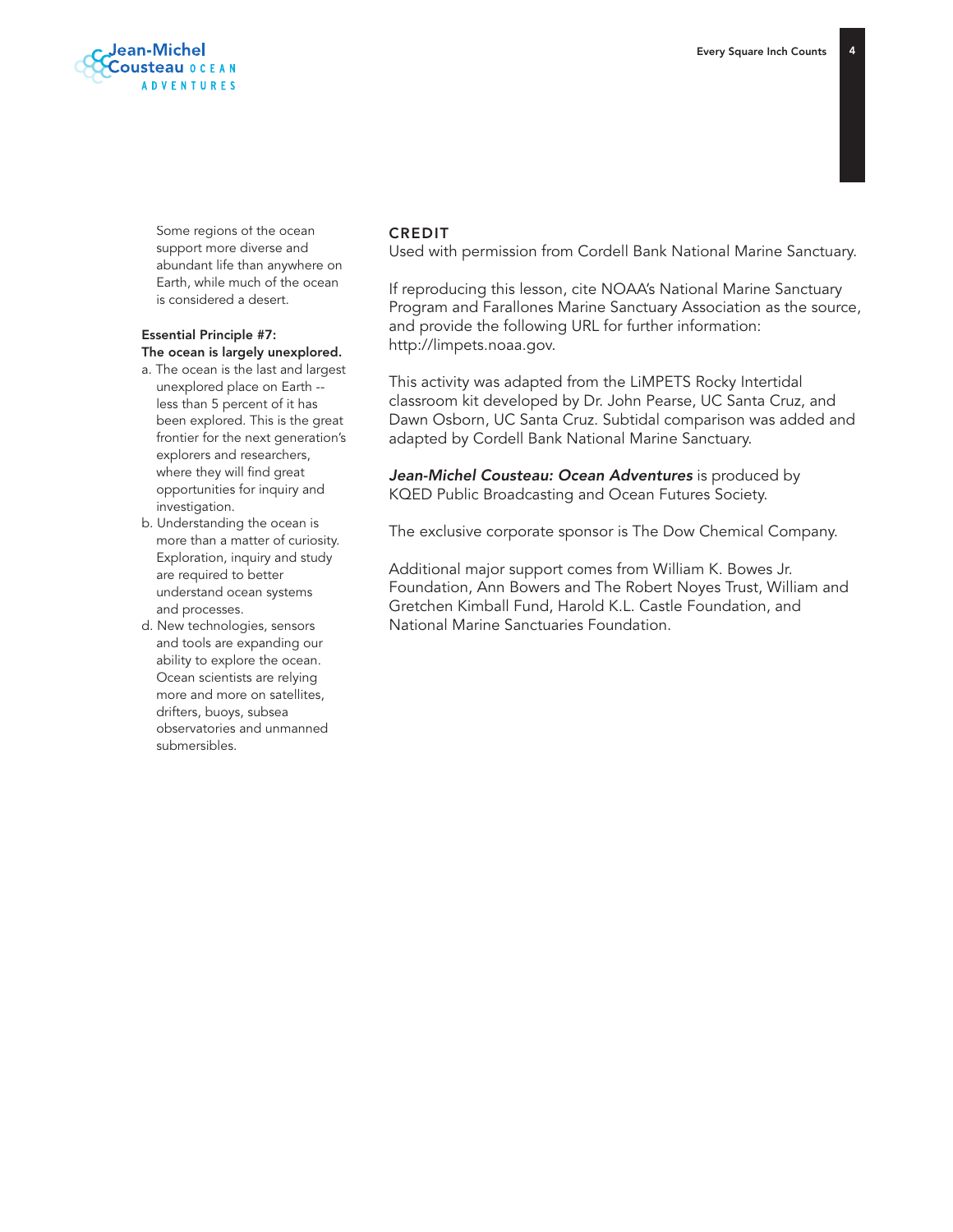Some regions of the ocean support more diverse and abundant life than anywhere on Earth, while much of the ocean is considered a desert.

**Essential Principle #7:**
**The ocean is largely unexplored.**

a. The ocean is the last and largest unexplored place on Earth -- less than 5 percent of it has been explored. This is the great frontier for the next generation's explorers and researchers, where they will find great opportunities for inquiry and investigation.

b. Understanding the ocean is more than a matter of curiosity. Exploration, inquiry and study are required to better understand ocean systems and processes.

d. New technologies, sensors and tools are expanding our ability to explore the ocean. Ocean scientists are relying more and more on satellites, drifters, buoys, subsea observatories and unmanned submersibles.

## CREDIT

Used with permission from Cordell Bank National Marine Sanctuary.

If reproducing this lesson, cite NOAA's National Marine Sanctuary Program and Farallones Marine Sanctuary Association as the source, and provide the following URL for further information: http://limpets.noaa.gov.

This activity was adapted from the LiMPETS Rocky Intertidal classroom kit developed by Dr. John Pearse, UC Santa Cruz, and Dawn Osborn, UC Santa Cruz. Subtidal comparison was added and adapted by Cordell Bank National Marine Sanctuary.

***Jean-Michel Cousteau: Ocean Adventures*** is produced by KQED Public Broadcasting and Ocean Futures Society.

The exclusive corporate sponsor is The Dow Chemical Company.

Additional major support comes from William K. Bowes Jr. Foundation, Ann Bowers and The Robert Noyes Trust, William and Gretchen Kimball Fund, Harold K.L. Castle Foundation, and National Marine Sanctuaries Foundation.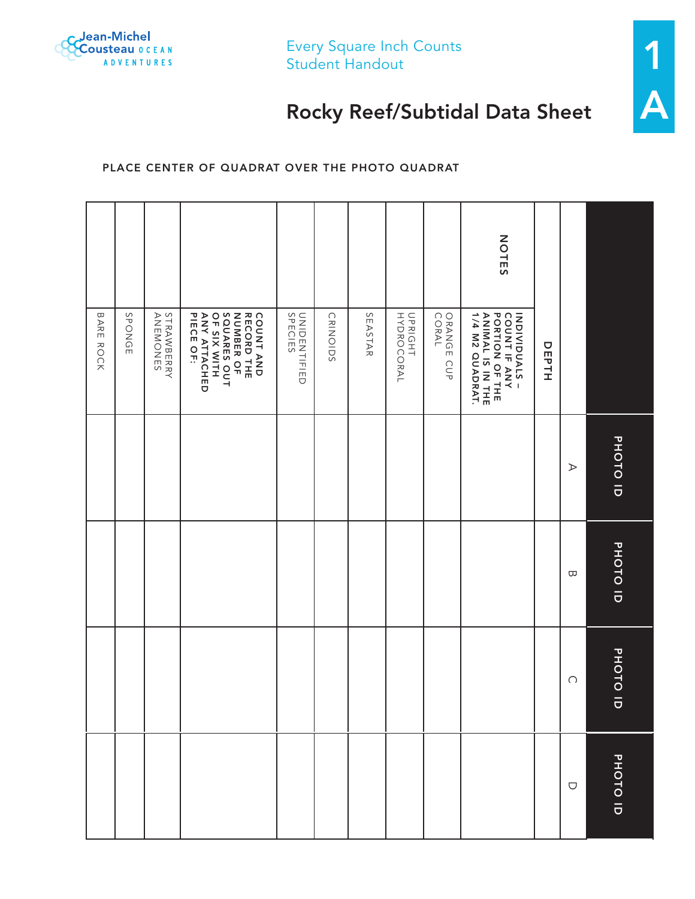# Rocky Reef/Subtidal Data Sheet

PLACE CENTER OF QUADRAT OVER THE PHOTO QUADRAT

| | PHOTO ID | PHOTO ID | PHOTO ID | PHOTO ID |
|---|---|---|---|---|
| | A | B | C | D |
| **DEPTH** | | | | |
| **INDIVIDUALS – COUNT IF ANY PORTION OF THE ANIMAL IS IN THE 1/4 M2 QUADRAT.** | | | | |
| ORANGE CUP CORAL | | | | |
| UPRIGHT HYDROCORAL | | | | |
| SEASTAR | | | | |
| CRINOIDS | | | | |
| UNIDENTIFIED SPECIES | | | | |
| **COUNT AND RECORD THE NUMBER OF SQUARES OUT OF SIX WITH ANY ATTACHED PIECE OF:** | | | | |
| STRAWBERRY ANEMONES | | | | |
| SPONGE | | | | |
| BARE ROCK | | | | |
| NOTES | | | | |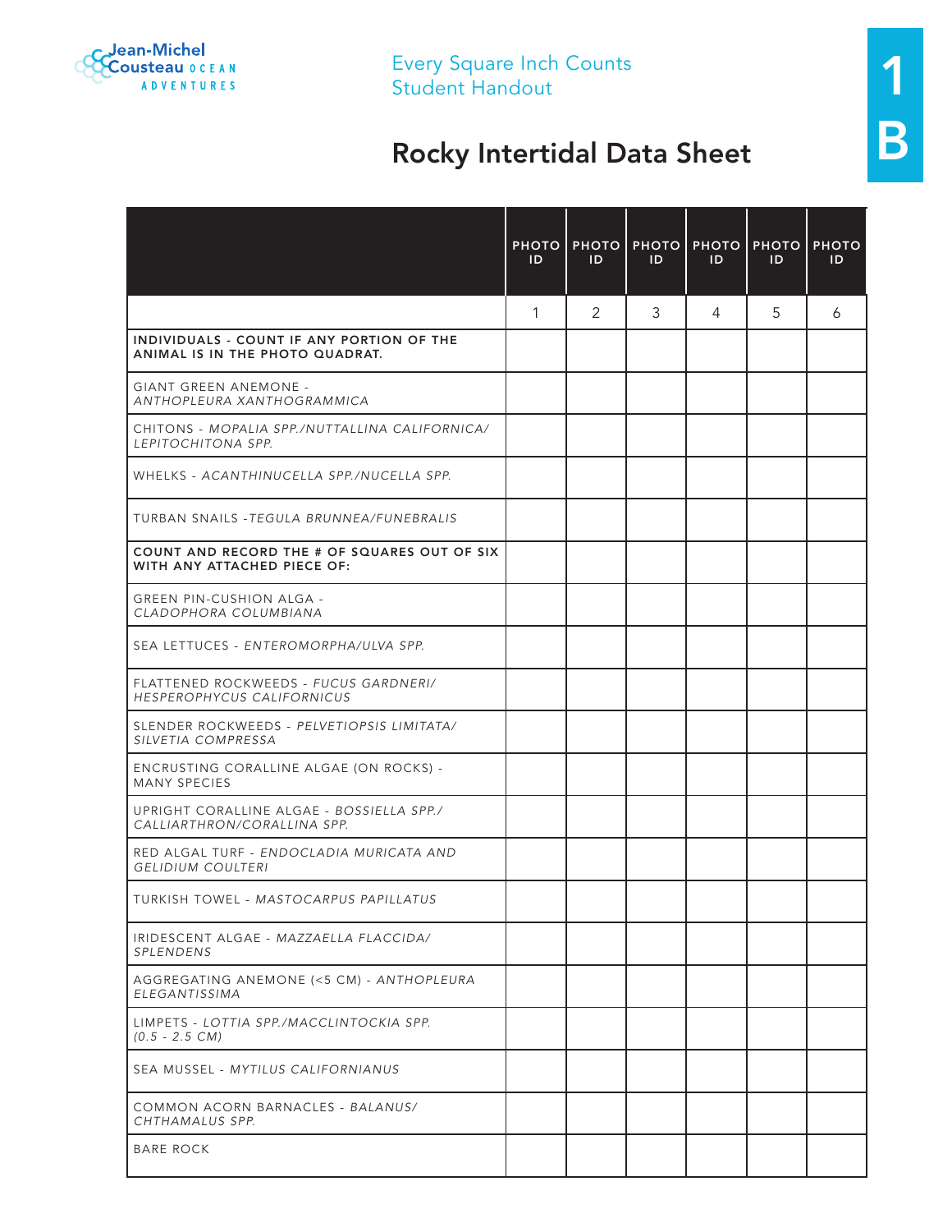Every Square Inch Counts
Student Handout

# Rocky Intertidal Data Sheet

| | PHOTO ID | PHOTO ID | PHOTO ID | PHOTO ID | PHOTO ID | PHOTO ID |
|---|---|---|---|---|---|---|
| | 1 | 2 | 3 | 4 | 5 | 6 |
| **INDIVIDUALS - COUNT IF ANY PORTION OF THE ANIMAL IS IN THE PHOTO QUADRAT.** | | | | | | |
| GIANT GREEN ANEMONE - *ANTHOPLEURA XANTHOGRAMMICA* | | | | | | |
| CHITONS - *MOPALIA SPP./NUTTALLINA CALIFORNICA/ LEPITOCHITONA SPP.* | | | | | | |
| WHELKS - *ACANTHINUCELLA SPP./NUCELLA SPP.* | | | | | | |
| TURBAN SNAILS -*TEGULA BRUNNEA/FUNEBRALIS* | | | | | | |
| **COUNT AND RECORD THE # OF SQUARES OUT OF SIX WITH ANY ATTACHED PIECE OF:** | | | | | | |
| GREEN PIN-CUSHION ALGA - *CLADOPHORA COLUMBIANA* | | | | | | |
| SEA LETTUCES - *ENTEROMORPHA/ULVA SPP.* | | | | | | |
| FLATTENED ROCKWEEDS - *FUCUS GARDNERI/ HESPEROPHYCUS CALIFORNICUS* | | | | | | |
| SLENDER ROCKWEEDS - *PELVETIOPSIS LIMITATA/ SILVETIA COMPRESSA* | | | | | | |
| ENCRUSTING CORALLINE ALGAE (ON ROCKS) - MANY SPECIES | | | | | | |
| UPRIGHT CORALLINE ALGAE - *BOSSIELLA SPP./ CALLIARTHRON/CORALLINA SPP.* | | | | | | |
| RED ALGAL TURF - *ENDOCLADIA MURICATA AND GELIDIUM COULTERI* | | | | | | |
| TURKISH TOWEL - *MASTOCARPUS PAPILLATUS* | | | | | | |
| IRIDESCENT ALGAE - *MAZZAELLA FLACCIDA/ SPLENDENS* | | | | | | |
| AGGREGATING ANEMONE (<5 CM) - *ANTHOPLEURA ELEGANTISSIMA* | | | | | | |
| LIMPETS - *LOTTIA SPP./MACCLINTOCKIA SPP. (0.5 - 2.5 CM)* | | | | | | |
| SEA MUSSEL - *MYTILUS CALIFORNIANUS* | | | | | | |
| COMMON ACORN BARNACLES - *BALANUS/ CHTHAMALUS SPP.* | | | | | | |
| BARE ROCK | | | | | | |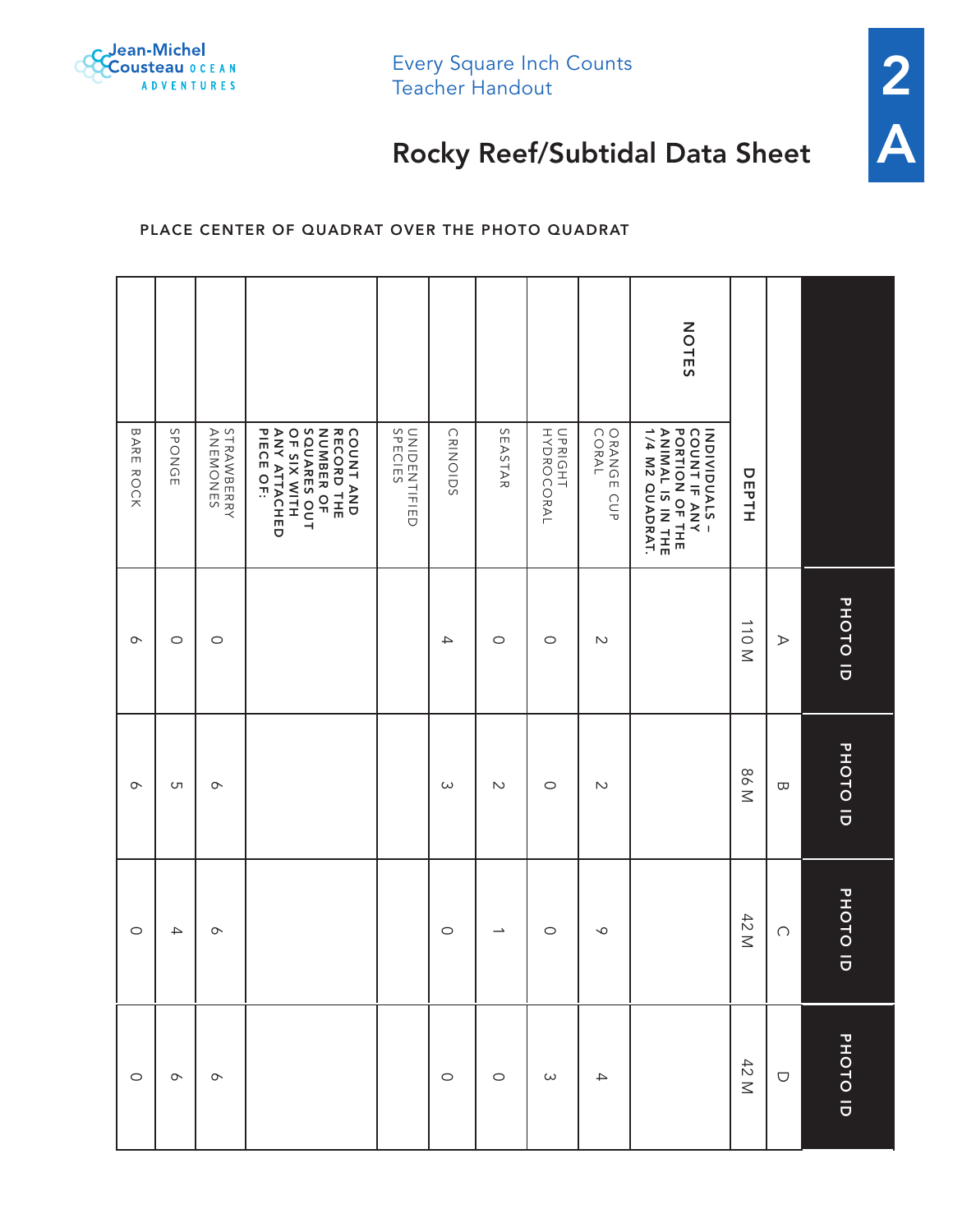# Rocky Reef/Subtidal Data Sheet

PLACE CENTER OF QUADRAT OVER THE PHOTO QUADRAT

| | | PHOTO ID | PHOTO ID | PHOTO ID | PHOTO ID |
|---|---|---|---|---|---|
| | | A | B | C | D |
| | **DEPTH** | 110 M | 86 M | 42 M | 42 M |
| **NOTES** | **INDIVIDUALS – COUNT IF ANY PORTION OF THE ANIMAL IS IN THE 1/4 M2 QUADRAT.** | | | | |
| | ORANGE CUP CORAL | 2 | 2 | 9 | 4 |
| | UPRIGHT HYDROCORAL | 0 | 0 | 0 | 3 |
| | SEASTAR | 0 | 2 | 1 | 0 |
| | CRINOIDS | 4 | 3 | 0 | 0 |
| | UNIDENTIFIED SPECIES | | | | |
| | **COUNT AND RECORD THE NUMBER OF SQUARES OUT OF SIX WITH ANY ATTACHED PIECE OF:** | | | | |
| | STRAWBERRY ANEMONES | 0 | 6 | 6 | 6 |
| | SPONGE | 0 | 5 | 4 | 6 |
| | BARE ROCK | 6 | 6 | 0 | 0 |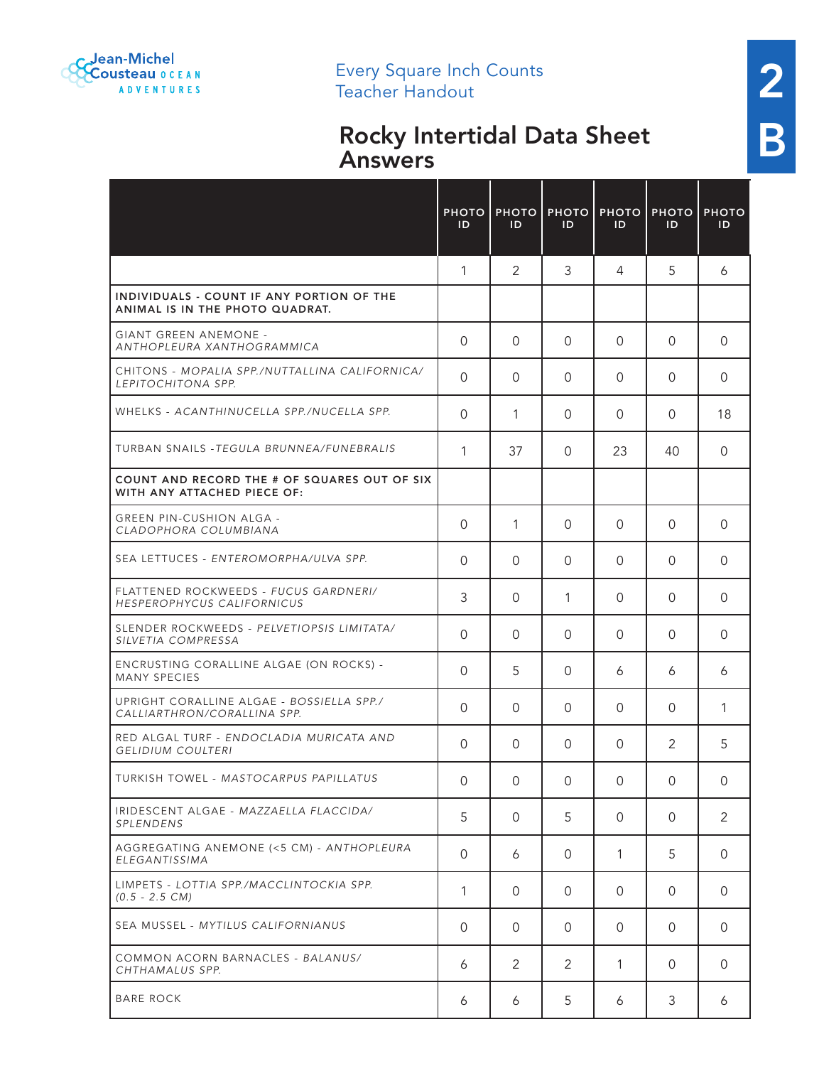Jean-Michel Cousteau OCEAN ADVENTURES

Every Square Inch Counts
Teacher Handout

**2B**

# Rocky Intertidal Data Sheet Answers

| | PHOTO ID | PHOTO ID | PHOTO ID | PHOTO ID | PHOTO ID | PHOTO ID |
|---|---|---|---|---|---|---|
| | 1 | 2 | 3 | 4 | 5 | 6 |
| **INDIVIDUALS - COUNT IF ANY PORTION OF THE ANIMAL IS IN THE PHOTO QUADRAT.** | | | | | | |
| GIANT GREEN ANEMONE - *ANTHOPLEURA XANTHOGRAMMICA* | 0 | 0 | 0 | 0 | 0 | 0 |
| CHITONS - *MOPALIA SPP./NUTTALLINA CALIFORNICA/ LEPITOCHITONA SPP.* | 0 | 0 | 0 | 0 | 0 | 0 |
| WHELKS - *ACANTHINUCELLA SPP./NUCELLA SPP.* | 0 | 1 | 0 | 0 | 0 | 18 |
| TURBAN SNAILS -*TEGULA BRUNNEA/FUNEBRALIS* | 1 | 37 | 0 | 23 | 40 | 0 |
| **COUNT AND RECORD THE # OF SQUARES OUT OF SIX WITH ANY ATTACHED PIECE OF:** | | | | | | |
| GREEN PIN-CUSHION ALGA - *CLADOPHORA COLUMBIANA* | 0 | 1 | 0 | 0 | 0 | 0 |
| SEA LETTUCES - *ENTEROMORPHA/ULVA SPP.* | 0 | 0 | 0 | 0 | 0 | 0 |
| FLATTENED ROCKWEEDS - *FUCUS GARDNERI/ HESPEROPHYCUS CALIFORNICUS* | 3 | 0 | 1 | 0 | 0 | 0 |
| SLENDER ROCKWEEDS - *PELVETIOPSIS LIMITATA/ SILVETIA COMPRESSA* | 0 | 0 | 0 | 0 | 0 | 0 |
| ENCRUSTING CORALLINE ALGAE (ON ROCKS) - MANY SPECIES | 0 | 5 | 0 | 6 | 6 | 6 |
| UPRIGHT CORALLINE ALGAE - *BOSSIELLA SPP./ CALLIARTHRON/CORALLINA SPP.* | 0 | 0 | 0 | 0 | 0 | 1 |
| RED ALGAL TURF - *ENDOCLADIA MURICATA AND GELIDIUM COULTERI* | 0 | 0 | 0 | 0 | 2 | 5 |
| TURKISH TOWEL - *MASTOCARPUS PAPILLATUS* | 0 | 0 | 0 | 0 | 0 | 0 |
| IRIDESCENT ALGAE - *MAZZAELLA FLACCIDA/ SPLENDENS* | 5 | 0 | 5 | 0 | 0 | 2 |
| AGGREGATING ANEMONE (<5 CM) - *ANTHOPLEURA ELEGANTISSIMA* | 0 | 6 | 0 | 1 | 5 | 0 |
| LIMPETS - *LOTTIA SPP./MACCLINTOCKIA SPP. (0.5 - 2.5 CM)* | 1 | 0 | 0 | 0 | 0 | 0 |
| SEA MUSSEL - *MYTILUS CALIFORNIANUS* | 0 | 0 | 0 | 0 | 0 | 0 |
| COMMON ACORN BARNACLES - *BALANUS/ CHTHAMALUS SPP.* | 6 | 2 | 2 | 1 | 0 | 0 |
| BARE ROCK | 6 | 6 | 5 | 6 | 3 | 6 |